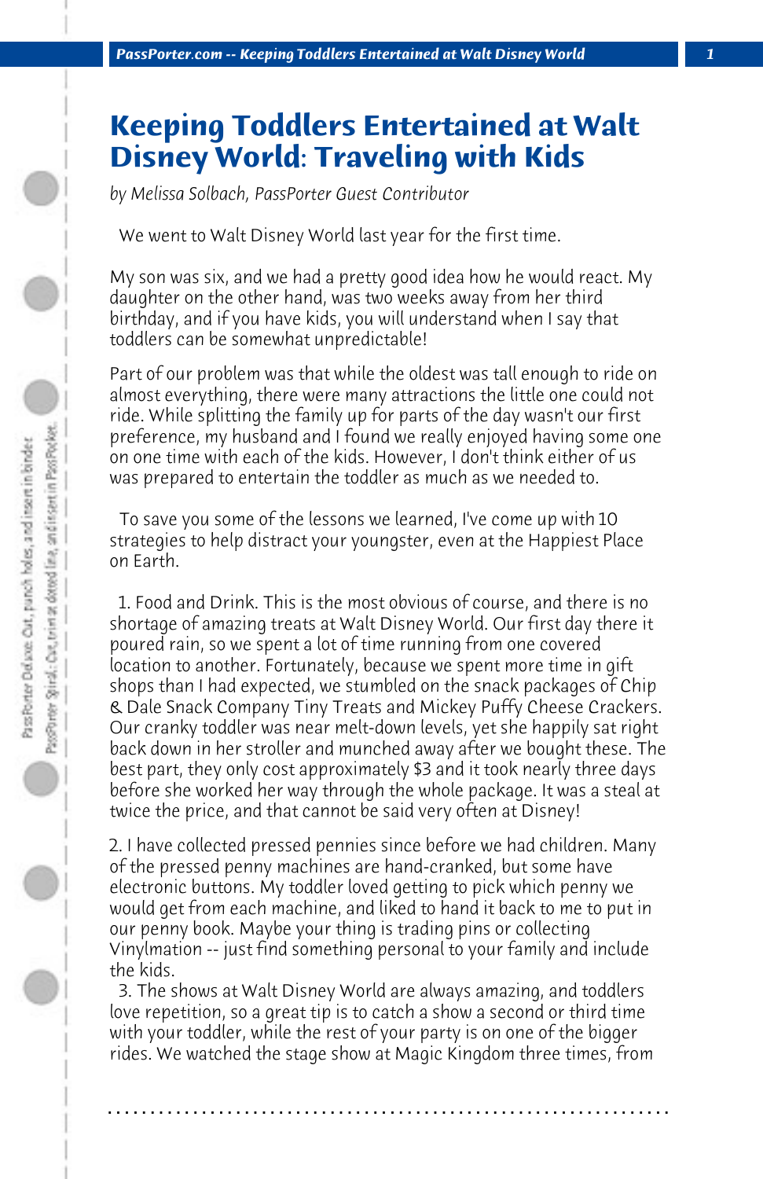# Keeping Toddlers Entertained at Walt Disney World: Traveling with Kids

*by Melissa Solbach, PassPorter Guest Contributor*

We went to Walt Disney World last year for the first time.

My son was six, and we had a pretty good idea how he would react. My daughter on the other hand, was two weeks away from her third birthday, and if you have kids, you will understand when I say that toddlers can be somewhat unpredictable!

Part of our problem was that while the oldest was tall enough to ride on almost everything, there were many attractions the little one could not ride. While splitting the family up for parts of the day wasn't our first preference, my husband and I found we really enjoyed having some one on one time with each of the kids. However, I don't think either of us was prepared to entertain the toddler as much as we needed to.

To save you some of the lessons we learned, I've come up with 10 strategies to help distract your youngster, even at the Happiest Place on Earth.

1. Food and Drink. This is the most obvious of course, and there is no shortage of amazing treats at Walt Disney World. Our first day there it poured rain, so we spent a lot of time running from one covered location to another. Fortunately, because we spent more time in gift shops than I had expected, we stumbled on the snack packages of Chip & Dale Snack Company Tiny Treats and Mickey Puffy Cheese Crackers. Our cranky toddler was near melt-down levels, yet she happily sat right back down in her stroller and munched away after we bought these. The best part, they only cost approximately $3 and it took nearly three days before she worked her way through the whole package. It was a steal at twice the price, and that cannot be said very often at Disney!

2. I have collected pressed pennies since before we had children. Many of the pressed penny machines are hand-cranked, but some have electronic buttons. My toddler loved getting to pick which penny we would get from each machine, and liked to hand it back to me to put in our penny book. Maybe your thing is trading pins or collecting Vinylmation -- just find something personal to your family and include the kids.

3. The shows at Walt Disney World are always amazing, and toddlers love repetition, so a great tip is to catch a show a second or third time with your toddler, while the rest of your party is on one of the bigger rides. We watched the stage show at Magic Kingdom three times, from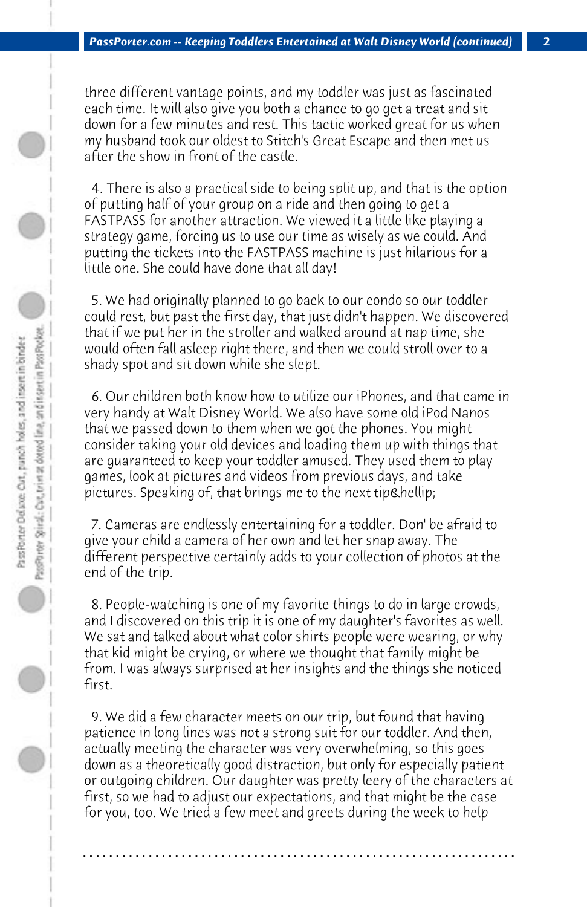three different vantage points, and my toddler was just as fascinated each time. It will also give you both a chance to go get a treat and sit down for a few minutes and rest. This tactic worked great for us when my husband took our oldest to Stitch's Great Escape and then met us after the show in front of the castle.

4. There is also a practical side to being split up, and that is the option of putting half of your group on a ride and then going to get a FASTPASS for another attraction. We viewed it a little like playing a strategy game, forcing us to use our time as wisely as we could. And putting the tickets into the FASTPASS machine is just hilarious for a little one. She could have done that all day!

5. We had originally planned to go back to our condo so our toddler could rest, but past the first day, that just didn't happen. We discovered that if we put her in the stroller and walked around at nap time, she would often fall asleep right there, and then we could stroll over to a shady spot and sit down while she slept.

6. Our children both know how to utilize our iPhones, and that came in very handy at Walt Disney World. We also have some old iPod Nanos that we passed down to them when we got the phones. You might consider taking your old devices and loading them up with things that are guaranteed to keep your toddler amused. They used them to play games, look at pictures and videos from previous days, and take pictures. Speaking of, that brings me to the next tip&hellip;

7. Cameras are endlessly entertaining for a toddler. Don' be afraid to give your child a camera of her own and let her snap away. The different perspective certainly adds to your collection of photos at the end of the trip.

8. People-watching is one of my favorite things to do in large crowds, and I discovered on this trip it is one of my daughter's favorites as well. We sat and talked about what color shirts people were wearing, or why that kid might be crying, or where we thought that family might be from. I was always surprised at her insights and the things she noticed first.

9. We did a few character meets on our trip, but found that having patience in long lines was not a strong suit for our toddler. And then, actually meeting the character was very overwhelming, so this goes down as a theoretically good distraction, but only for especially patient or outgoing children. Our daughter was pretty leery of the characters at first, so we had to adjust our expectations, and that might be the case for you, too. We tried a few meet and greets during the week to help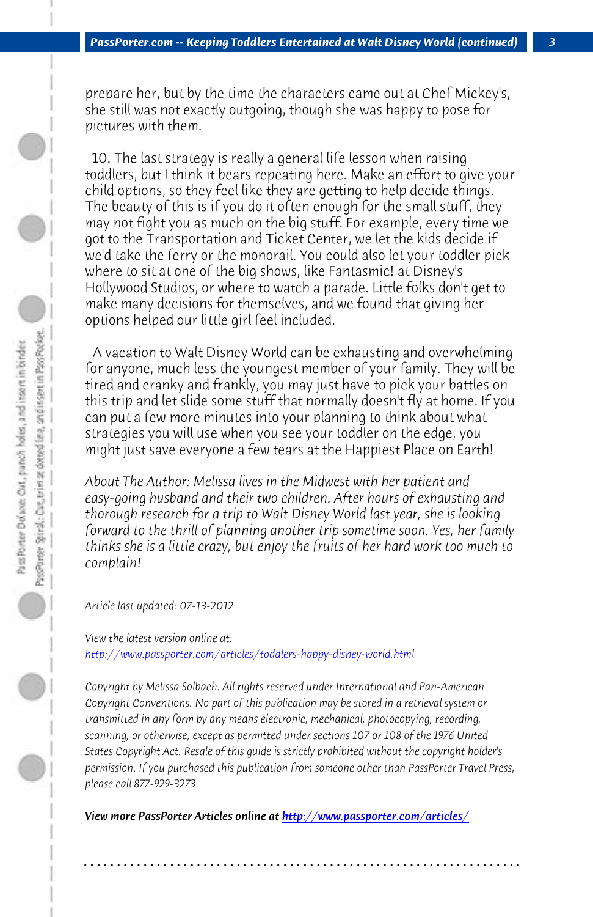prepare her, but by the time the characters came out at Chef Mickey's, she still was not exactly outgoing, though she was happy to pose for pictures with them.

10. The last strategy is really a general life lesson when raising toddlers, but I think it bears repeating here. Make an effort to give your child options, so they feel like they are getting to help decide things. The beauty of this is if you do it often enough for the small stuff, they may not fight you as much on the big stuff. For example, every time we got to the Transportation and Ticket Center, we let the kids decide if we'd take the ferry or the monorail. You could also let your toddler pick where to sit at one of the big shows, like Fantasmic! at Disney's Hollywood Studios, or where to watch a parade. Little folks don't get to make many decisions for themselves, and we found that giving her options helped our little girl feel included.

A vacation to Walt Disney World can be exhausting and overwhelming for anyone, much less the youngest member of your family. They will be tired and cranky and frankly, you may just have to pick your battles on this trip and let slide some stuff that normally doesn't fly at home. If you can put a few more minutes into your planning to think about what strategies you will use when you see your toddler on the edge, you might just save everyone a few tears at the Happiest Place on Earth!

*About The Author: Melissa lives in the Midwest with her patient and easy-going husband and their two children. After hours of exhausting and thorough research for a trip to Walt Disney World last year, she is looking forward to the thrill of planning another trip sometime soon. Yes, her family thinks she is a little crazy, but enjoy the fruits of her hard work too much to complain!*

*Article last updated: 07-13-2012*

*View the latest version online at:*
*http://www.passporter.com/articles/toddlers-happy-disney-world.html*

*Copyright by Melissa Solbach. All rights reserved under International and Pan-American Copyright Conventions. No part of this publication may be stored in a retrieval system or transmitted in any form by any means electronic, mechanical, photocopying, recording, scanning, or otherwise, except as permitted under sections 107 or 108 of the 1976 United States Copyright Act. Resale of this guide is strictly prohibited without the copyright holder's permission. If you purchased this publication from someone other than PassPorter Travel Press, please call 877-929-3273.*

***View more PassPorter Articles online at http://www.passporter.com/articles/***